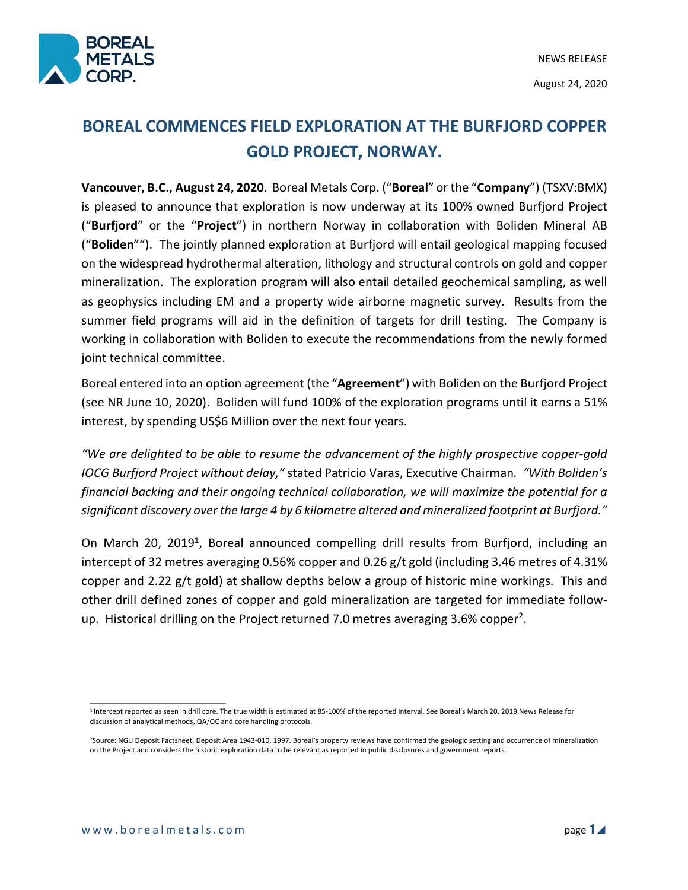NEWS RELEASE

August 24, 2020

# BOREAL COMMENCES FIELD EXPLORATION AT THE BURFJORD COPPER GOLD PROJECT, NORWAY.

**Vancouver, B.C., August 24, 2020**. Boreal Metals Corp. ("**Boreal**" or the "**Company**") (TSXV:BMX) is pleased to announce that exploration is now underway at its 100% owned Burfjord Project ("**Burfjord**" or the "**Project**") in northern Norway in collaboration with Boliden Mineral AB ("**Boliden**""). The jointly planned exploration at Burfjord will entail geological mapping focused on the widespread hydrothermal alteration, lithology and structural controls on gold and copper mineralization. The exploration program will also entail detailed geochemical sampling, as well as geophysics including EM and a property wide airborne magnetic survey. Results from the summer field programs will aid in the definition of targets for drill testing. The Company is working in collaboration with Boliden to execute the recommendations from the newly formed joint technical committee.

Boreal entered into an option agreement (the "**Agreement**") with Boliden on the Burfjord Project (see NR June 10, 2020). Boliden will fund 100% of the exploration programs until it earns a 51% interest, by spending US$6 Million over the next four years.

*"We are delighted to be able to resume the advancement of the highly prospective copper-gold IOCG Burfjord Project without delay,"* stated Patricio Varas, Executive Chairman. *"With Boliden's financial backing and their ongoing technical collaboration, we will maximize the potential for a significant discovery over the large 4 by 6 kilometre altered and mineralized footprint at Burfjord."*

On March 20, 2019[1], Boreal announced compelling drill results from Burfjord, including an intercept of 32 metres averaging 0.56% copper and 0.26 g/t gold (including 3.46 metres of 4.31% copper and 2.22 g/t gold) at shallow depths below a group of historic mine workings. This and other drill defined zones of copper and gold mineralization are targeted for immediate follow-up. Historical drilling on the Project returned 7.0 metres averaging 3.6% copper[2].

---

[1] Intercept reported as seen in drill core. The true width is estimated at 85-100% of the reported interval. See Boreal's March 20, 2019 News Release for discussion of analytical methods, QA/QC and core handling protocols.

[2] Source: NGU Deposit Factsheet, Deposit Area 1943-010, 1997. Boreal's property reviews have confirmed the geologic setting and occurrence of mineralization on the Project and considers the historic exploration data to be relevant as reported in public disclosures and government reports.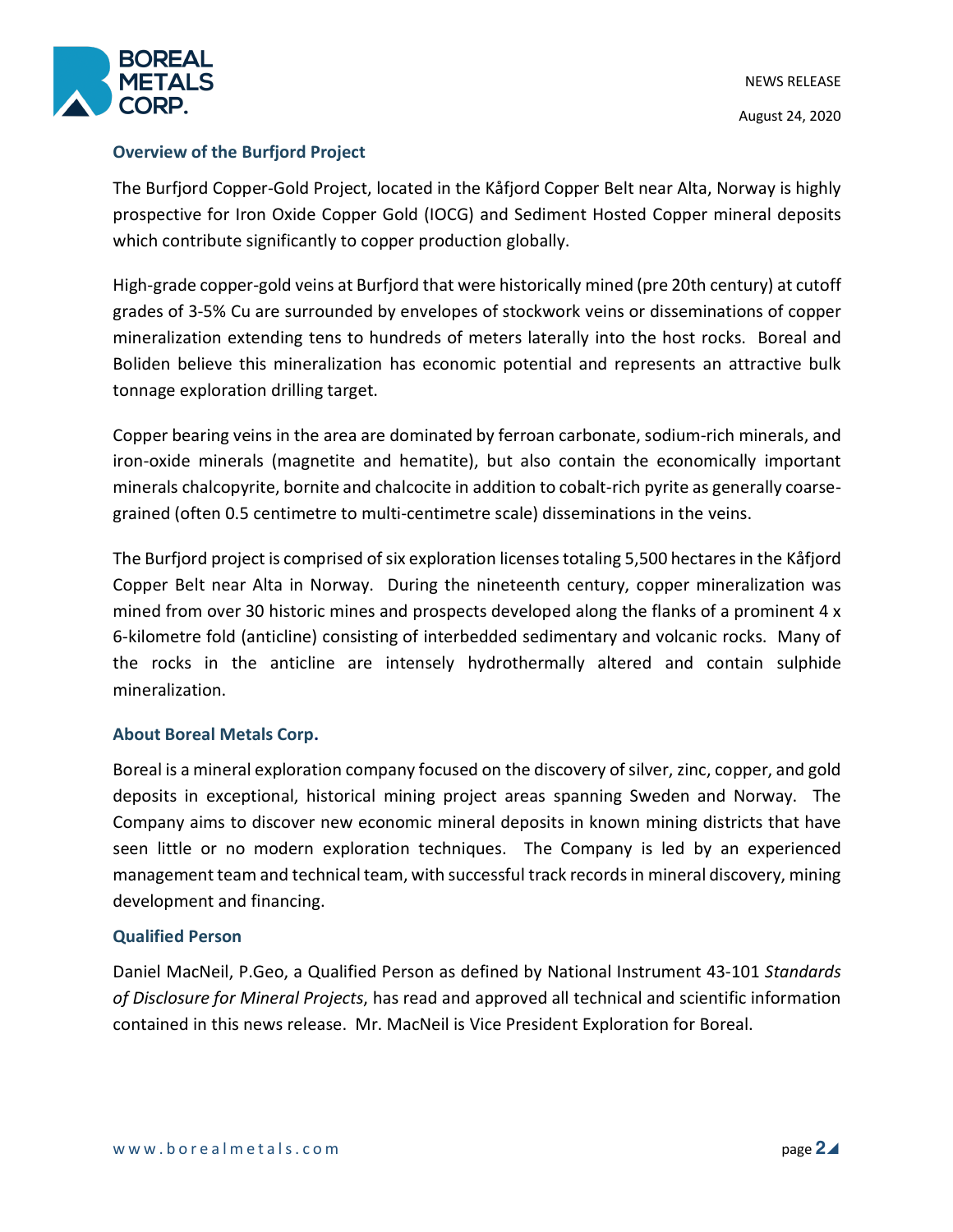### Overview of the Burfjord Project

The Burfjord Copper-Gold Project, located in the Kåfjord Copper Belt near Alta, Norway is highly prospective for Iron Oxide Copper Gold (IOCG) and Sediment Hosted Copper mineral deposits which contribute significantly to copper production globally.

High-grade copper-gold veins at Burfjord that were historically mined (pre 20th century) at cutoff grades of 3-5% Cu are surrounded by envelopes of stockwork veins or disseminations of copper mineralization extending tens to hundreds of meters laterally into the host rocks. Boreal and Boliden believe this mineralization has economic potential and represents an attractive bulk tonnage exploration drilling target.

Copper bearing veins in the area are dominated by ferroan carbonate, sodium-rich minerals, and iron-oxide minerals (magnetite and hematite), but also contain the economically important minerals chalcopyrite, bornite and chalcocite in addition to cobalt-rich pyrite as generally coarse-grained (often 0.5 centimetre to multi-centimetre scale) disseminations in the veins.

The Burfjord project is comprised of six exploration licenses totaling 5,500 hectares in the Kåfjord Copper Belt near Alta in Norway. During the nineteenth century, copper mineralization was mined from over 30 historic mines and prospects developed along the flanks of a prominent 4 x 6-kilometre fold (anticline) consisting of interbedded sedimentary and volcanic rocks. Many of the rocks in the anticline are intensely hydrothermally altered and contain sulphide mineralization.

### About Boreal Metals Corp.

Boreal is a mineral exploration company focused on the discovery of silver, zinc, copper, and gold deposits in exceptional, historical mining project areas spanning Sweden and Norway. The Company aims to discover new economic mineral deposits in known mining districts that have seen little or no modern exploration techniques. The Company is led by an experienced management team and technical team, with successful track records in mineral discovery, mining development and financing.

### Qualified Person

Daniel MacNeil, P.Geo, a Qualified Person as defined by National Instrument 43-101 *Standards of Disclosure for Mineral Projects*, has read and approved all technical and scientific information contained in this news release. Mr. MacNeil is Vice President Exploration for Boreal.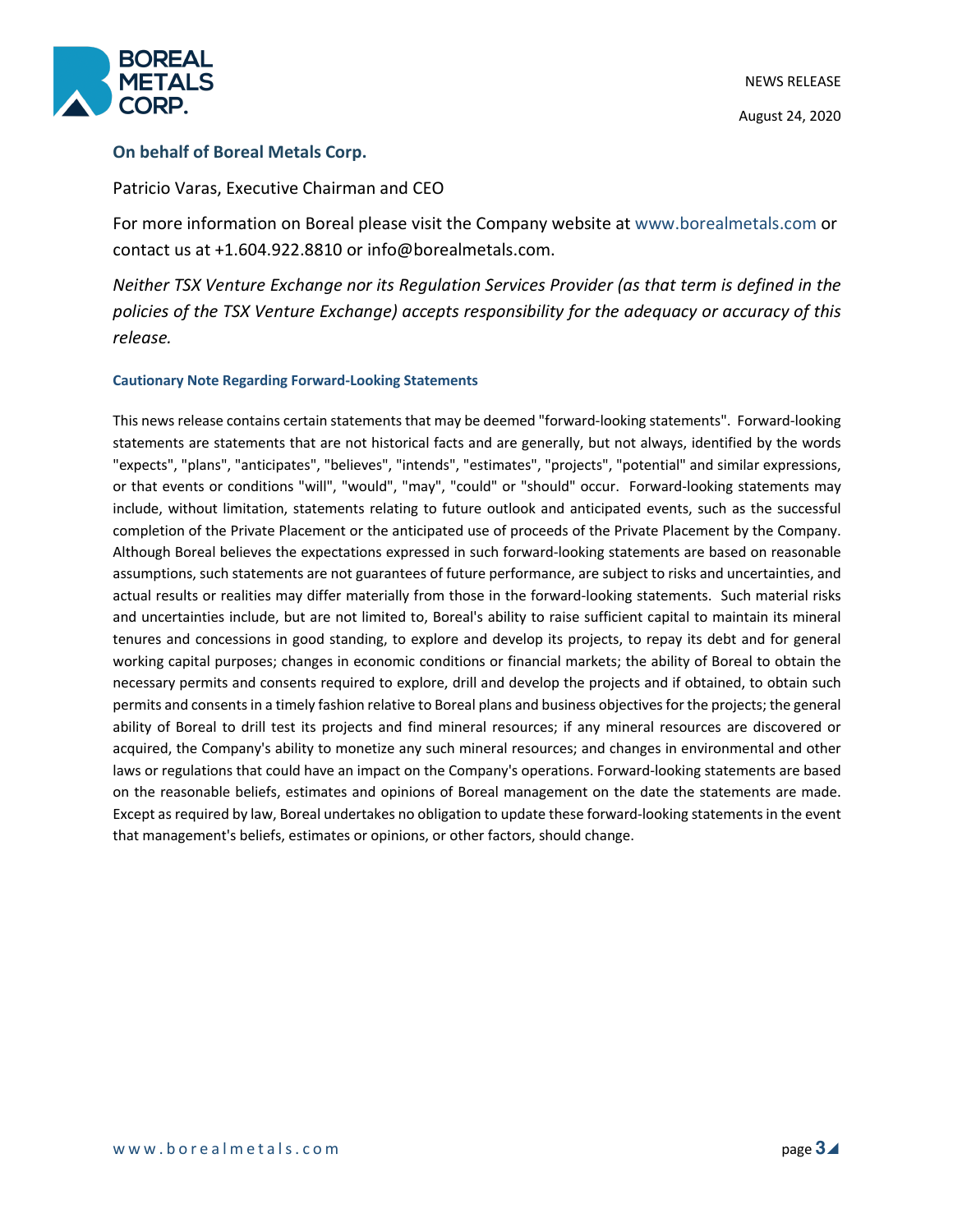**On behalf of Boreal Metals Corp.**

Patricio Varas, Executive Chairman and CEO

For more information on Boreal please visit the Company website at www.borealmetals.com or contact us at +1.604.922.8810 or info@borealmetals.com.

*Neither TSX Venture Exchange nor its Regulation Services Provider (as that term is defined in the policies of the TSX Venture Exchange) accepts responsibility for the adequacy or accuracy of this release.*

#### Cautionary Note Regarding Forward-Looking Statements

This news release contains certain statements that may be deemed "forward-looking statements". Forward-looking statements are statements that are not historical facts and are generally, but not always, identified by the words "expects", "plans", "anticipates", "believes", "intends", "estimates", "projects", "potential" and similar expressions, or that events or conditions "will", "would", "may", "could" or "should" occur. Forward-looking statements may include, without limitation, statements relating to future outlook and anticipated events, such as the successful completion of the Private Placement or the anticipated use of proceeds of the Private Placement by the Company. Although Boreal believes the expectations expressed in such forward-looking statements are based on reasonable assumptions, such statements are not guarantees of future performance, are subject to risks and uncertainties, and actual results or realities may differ materially from those in the forward-looking statements. Such material risks and uncertainties include, but are not limited to, Boreal's ability to raise sufficient capital to maintain its mineral tenures and concessions in good standing, to explore and develop its projects, to repay its debt and for general working capital purposes; changes in economic conditions or financial markets; the ability of Boreal to obtain the necessary permits and consents required to explore, drill and develop the projects and if obtained, to obtain such permits and consents in a timely fashion relative to Boreal plans and business objectives for the projects; the general ability of Boreal to drill test its projects and find mineral resources; if any mineral resources are discovered or acquired, the Company's ability to monetize any such mineral resources; and changes in environmental and other laws or regulations that could have an impact on the Company's operations. Forward-looking statements are based on the reasonable beliefs, estimates and opinions of Boreal management on the date the statements are made. Except as required by law, Boreal undertakes no obligation to update these forward-looking statements in the event that management's beliefs, estimates or opinions, or other factors, should change.